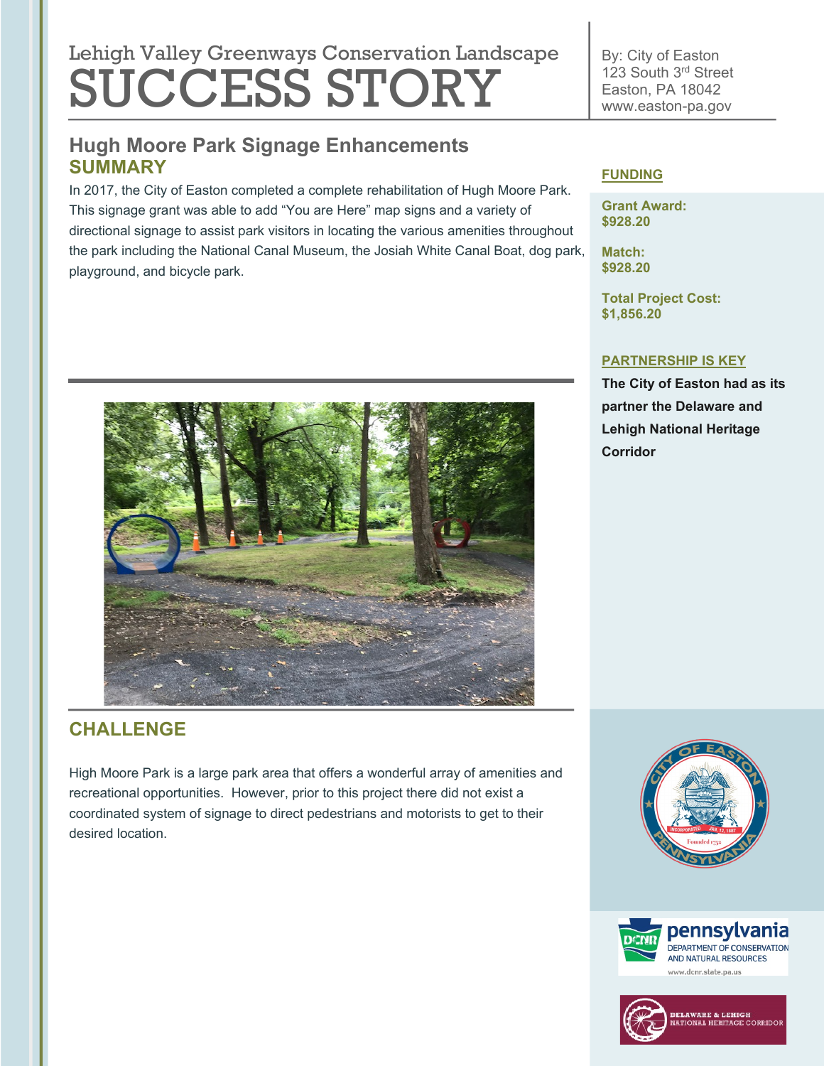Lehigh Valley Greenways Conservation Landscape

# SUCCESS STORY

By: City of Easton
123 South 3rd Street
Easton, PA 18042
www.easton-pa.gov

## Hugh Moore Park Signage Enhancements

### SUMMARY

In 2017, the City of Easton completed a complete rehabilitation of Hugh Moore Park. This signage grant was able to add "You are Here" map signs and a variety of directional signage to assist park visitors in locating the various amenities throughout the park including the National Canal Museum, the Josiah White Canal Boat, dog park, playground, and bicycle park.

### CHALLENGE

High Moore Park is a large park area that offers a wonderful array of amenities and recreational opportunities. However, prior to this project there did not exist a coordinated system of signage to direct pedestrians and motorists to get to their desired location.

### FUNDING

**Grant Award:**
**$928.20**

**Match:**
**$928.20**

**Total Project Cost:**
**$1,856.20**

### PARTNERSHIP IS KEY

**The City of Easton had as its partner the Delaware and Lehigh National Heritage Corridor**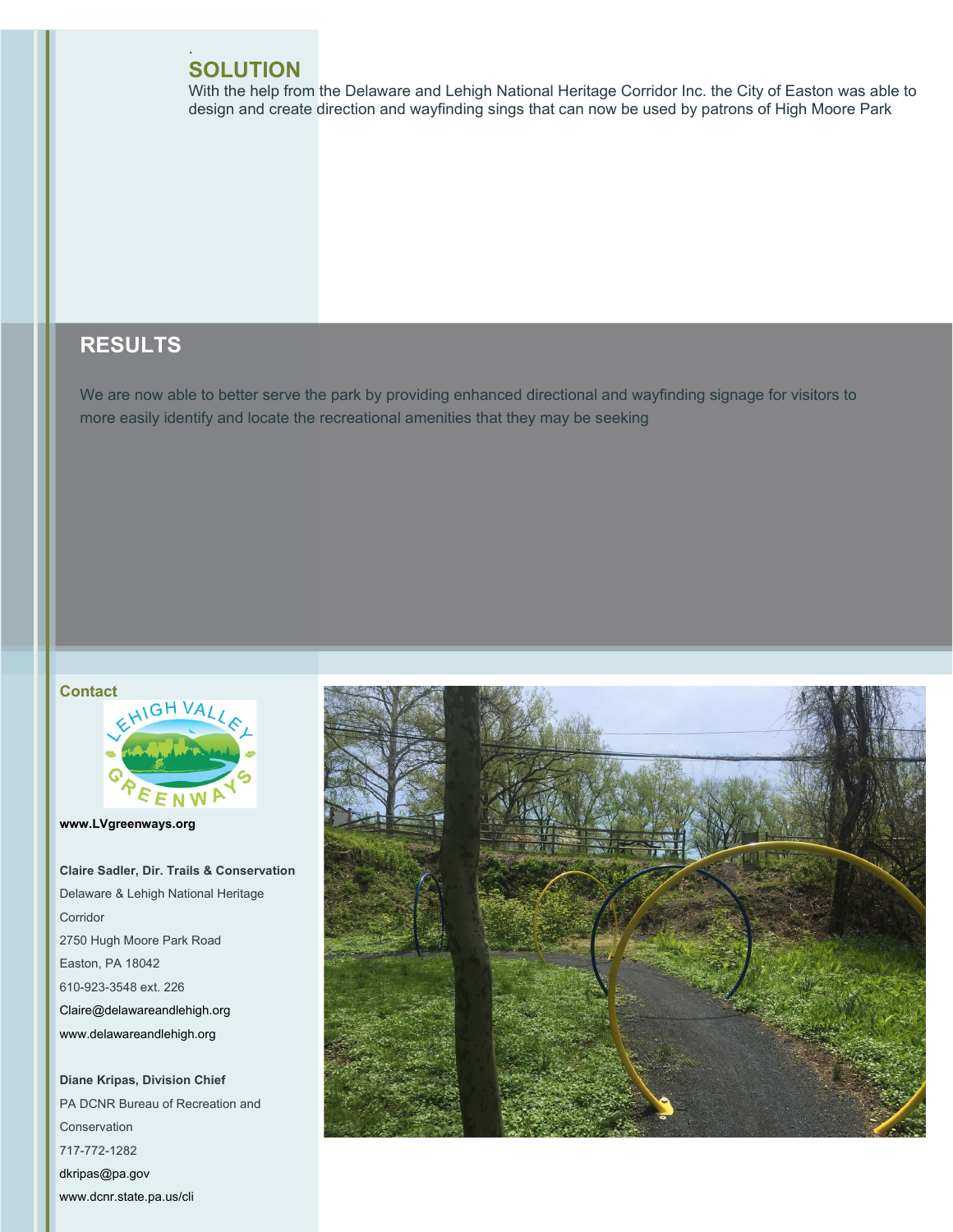.

## SOLUTION

With the help from the Delaware and Lehigh National Heritage Corridor Inc. the City of Easton was able to design and create direction and wayfinding sings that can now be used by patrons of High Moore Park

## RESULTS

We are now able to better serve the park by providing enhanced directional and wayfinding signage for visitors to more easily identify and locate the recreational amenities that they may be seeking

### Contact

**www.LVgreenways.org**

**Claire Sadler, Dir. Trails & Conservation**
Delaware & Lehigh National Heritage Corridor
2750 Hugh Moore Park Road
Easton, PA 18042
610-923-3548 ext. 226
Claire@delawareandlehigh.org
www.delawareandlehigh.org

**Diane Kripas, Division Chief**
PA DCNR Bureau of Recreation and Conservation
717-772-1282
dkripas@pa.gov
www.dcnr.state.pa.us/cli